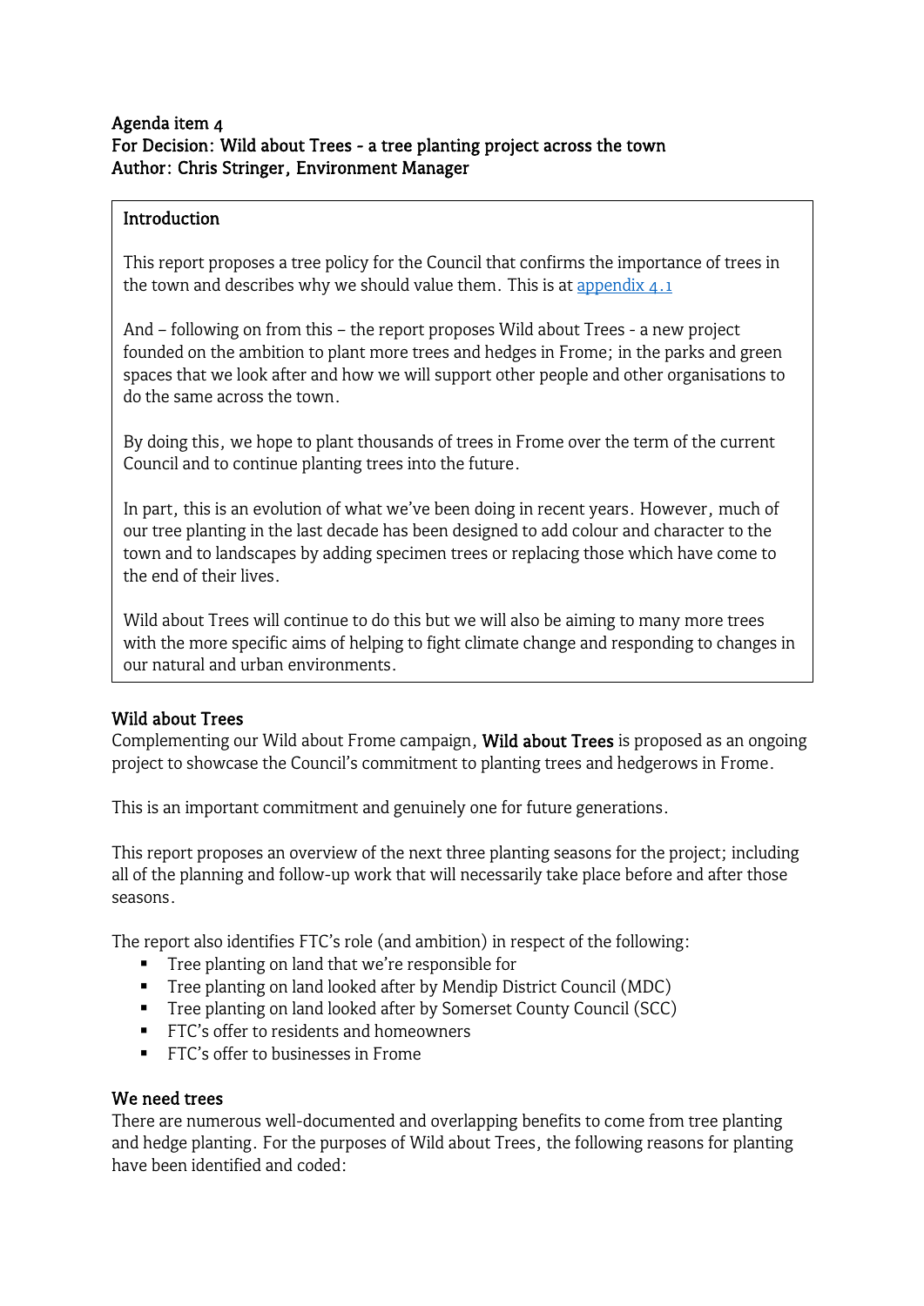**Agenda item 4**
**For Decision: Wild about Trees - a tree planting project across the town**
**Author: Chris Stringer, Environment Manager**

**Introduction**

This report proposes a tree policy for the Council that confirms the importance of trees in the town and describes why we should value them. This is at [appendix 4.1]

And – following on from this – the report proposes Wild about Trees - a new project founded on the ambition to plant more trees and hedges in Frome; in the parks and green spaces that we look after and how we will support other people and other organisations to do the same across the town.

By doing this, we hope to plant thousands of trees in Frome over the term of the current Council and to continue planting trees into the future.

In part, this is an evolution of what we've been doing in recent years. However, much of our tree planting in the last decade has been designed to add colour and character to the town and to landscapes by adding specimen trees or replacing those which have come to the end of their lives.

Wild about Trees will continue to do this but we will also be aiming to many more trees with the more specific aims of helping to fight climate change and responding to changes in our natural and urban environments.

## Wild about Trees

Complementing our Wild about Frome campaign, **Wild about Trees** is proposed as an ongoing project to showcase the Council's commitment to planting trees and hedgerows in Frome.

This is an important commitment and genuinely one for future generations.

This report proposes an overview of the next three planting seasons for the project; including all of the planning and follow-up work that will necessarily take place before and after those seasons.

The report also identifies FTC's role (and ambition) in respect of the following:

- Tree planting on land that we're responsible for
- Tree planting on land looked after by Mendip District Council (MDC)
- Tree planting on land looked after by Somerset County Council (SCC)
- FTC's offer to residents and homeowners
- FTC's offer to businesses in Frome

## We need trees

There are numerous well-documented and overlapping benefits to come from tree planting and hedge planting. For the purposes of Wild about Trees, the following reasons for planting have been identified and coded: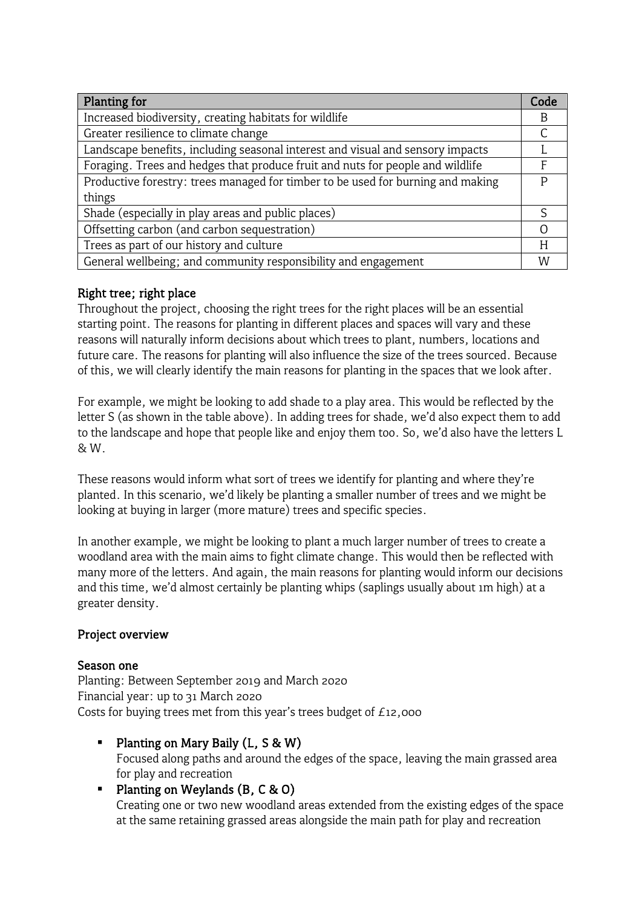| Planting for | Code |
| --- | --- |
| Increased biodiversity, creating habitats for wildlife | B |
| Greater resilience to climate change | C |
| Landscape benefits, including seasonal interest and visual and sensory impacts | L |
| Foraging. Trees and hedges that produce fruit and nuts for people and wildlife | F |
| Productive forestry: trees managed for timber to be used for burning and making things | P |
| Shade (especially in play areas and public places) | S |
| Offsetting carbon (and carbon sequestration) | O |
| Trees as part of our history and culture | H |
| General wellbeing; and community responsibility and engagement | W |

## Right tree; right place

Throughout the project, choosing the right trees for the right places will be an essential starting point. The reasons for planting in different places and spaces will vary and these reasons will naturally inform decisions about which trees to plant, numbers, locations and future care. The reasons for planting will also influence the size of the trees sourced. Because of this, we will clearly identify the main reasons for planting in the spaces that we look after.

For example, we might be looking to add shade to a play area. This would be reflected by the letter S (as shown in the table above). In adding trees for shade, we'd also expect them to add to the landscape and hope that people like and enjoy them too. So, we'd also have the letters L & W.

These reasons would inform what sort of trees we identify for planting and where they're planted. In this scenario, we'd likely be planting a smaller number of trees and we might be looking at buying in larger (more mature) trees and specific species.

In another example, we might be looking to plant a much larger number of trees to create a woodland area with the main aims to fight climate change. This would then be reflected with many more of the letters. And again, the main reasons for planting would inform our decisions and this time, we'd almost certainly be planting whips (saplings usually about 1m high) at a greater density.

## Project overview

### Season one

Planting: Between September 2019 and March 2020
Financial year: up to 31 March 2020
Costs for buying trees met from this year's trees budget of £12,000

- **Planting on Mary Baily (L, S & W)**
  Focused along paths and around the edges of the space, leaving the main grassed area for play and recreation
- **Planting on Weylands (B, C & O)**
  Creating one or two new woodland areas extended from the existing edges of the space at the same retaining grassed areas alongside the main path for play and recreation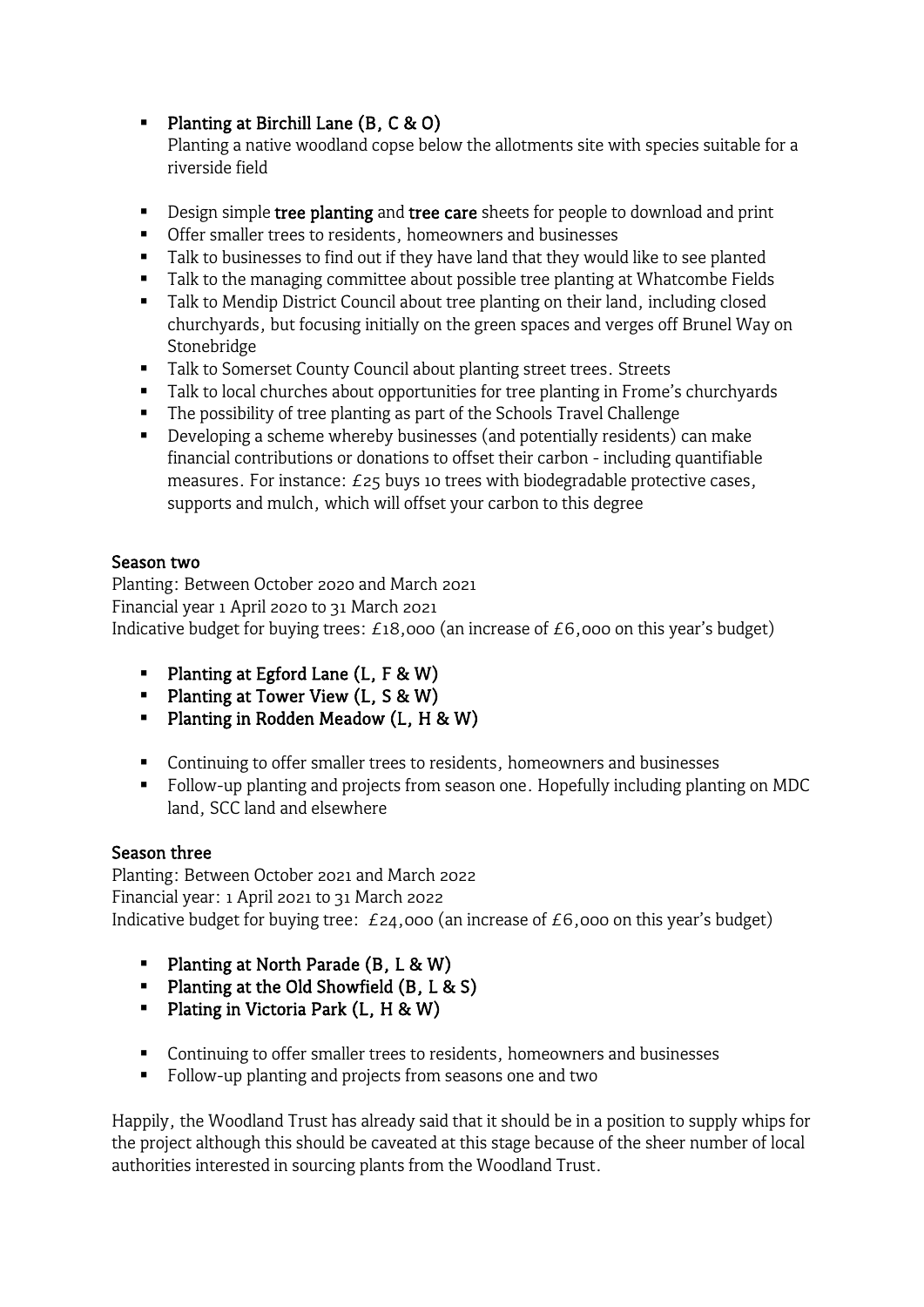- **Planting at Birchill Lane (B, C & O)**
  Planting a native woodland copse below the allotments site with species suitable for a riverside field

- Design simple **tree planting** and **tree care** sheets for people to download and print
- Offer smaller trees to residents, homeowners and businesses
- Talk to businesses to find out if they have land that they would like to see planted
- Talk to the managing committee about possible tree planting at Whatcombe Fields
- Talk to Mendip District Council about tree planting on their land, including closed churchyards, but focusing initially on the green spaces and verges off Brunel Way on Stonebridge
- Talk to Somerset County Council about planting street trees. Streets
- Talk to local churches about opportunities for tree planting in Frome's churchyards
- The possibility of tree planting as part of the Schools Travel Challenge
- Developing a scheme whereby businesses (and potentially residents) can make financial contributions or donations to offset their carbon - including quantifiable measures. For instance: £25 buys 10 trees with biodegradable protective cases, supports and mulch, which will offset your carbon to this degree

### Season two

Planting: Between October 2020 and March 2021
Financial year 1 April 2020 to 31 March 2021
Indicative budget for buying trees: £18,000 (an increase of £6,000 on this year's budget)

- **Planting at Egford Lane (L, F & W)**
- **Planting at Tower View (L, S & W)**
- **Planting in Rodden Meadow (L, H & W)**

- Continuing to offer smaller trees to residents, homeowners and businesses
- Follow-up planting and projects from season one. Hopefully including planting on MDC land, SCC land and elsewhere

### Season three

Planting: Between October 2021 and March 2022
Financial year: 1 April 2021 to 31 March 2022
Indicative budget for buying tree: £24,000 (an increase of £6,000 on this year's budget)

- **Planting at North Parade (B, L & W)**
- **Planting at the Old Showfield (B, L & S)**
- **Plating in Victoria Park (L, H & W)**

- Continuing to offer smaller trees to residents, homeowners and businesses
- Follow-up planting and projects from seasons one and two

Happily, the Woodland Trust has already said that it should be in a position to supply whips for the project although this should be caveated at this stage because of the sheer number of local authorities interested in sourcing plants from the Woodland Trust.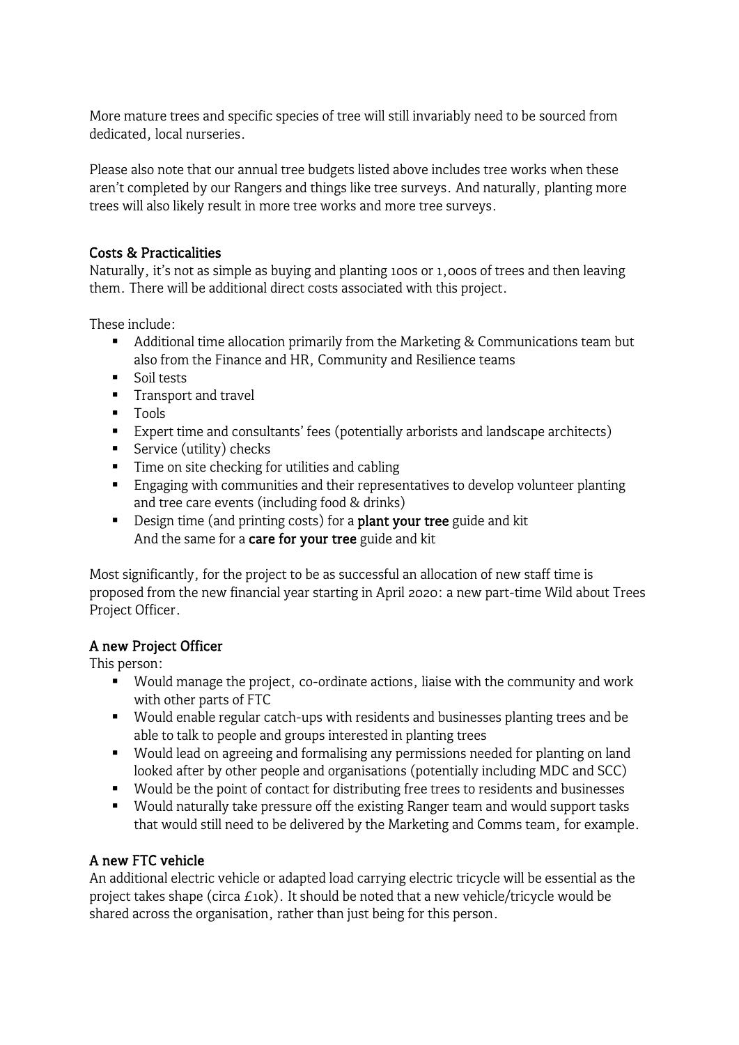More mature trees and specific species of tree will still invariably need to be sourced from dedicated, local nurseries.

Please also note that our annual tree budgets listed above includes tree works when these aren't completed by our Rangers and things like tree surveys. And naturally, planting more trees will also likely result in more tree works and more tree surveys.

**Costs & Practicalities**

Naturally, it's not as simple as buying and planting 100s or 1,000s of trees and then leaving them. There will be additional direct costs associated with this project.

These include:

- Additional time allocation primarily from the Marketing & Communications team but also from the Finance and HR, Community and Resilience teams
- Soil tests
- Transport and travel
- Tools
- Expert time and consultants' fees (potentially arborists and landscape architects)
- Service (utility) checks
- Time on site checking for utilities and cabling
- Engaging with communities and their representatives to develop volunteer planting and tree care events (including food & drinks)
- Design time (and printing costs) for a **plant your tree** guide and kit
  And the same for a **care for your tree** guide and kit

Most significantly, for the project to be as successful an allocation of new staff time is proposed from the new financial year starting in April 2020: a new part-time Wild about Trees Project Officer.

**A new Project Officer**

This person:

- Would manage the project, co-ordinate actions, liaise with the community and work with other parts of FTC
- Would enable regular catch-ups with residents and businesses planting trees and be able to talk to people and groups interested in planting trees
- Would lead on agreeing and formalising any permissions needed for planting on land looked after by other people and organisations (potentially including MDC and SCC)
- Would be the point of contact for distributing free trees to residents and businesses
- Would naturally take pressure off the existing Ranger team and would support tasks that would still need to be delivered by the Marketing and Comms team, for example.

**A new FTC vehicle**

An additional electric vehicle or adapted load carrying electric tricycle will be essential as the project takes shape (circa £10k). It should be noted that a new vehicle/tricycle would be shared across the organisation, rather than just being for this person.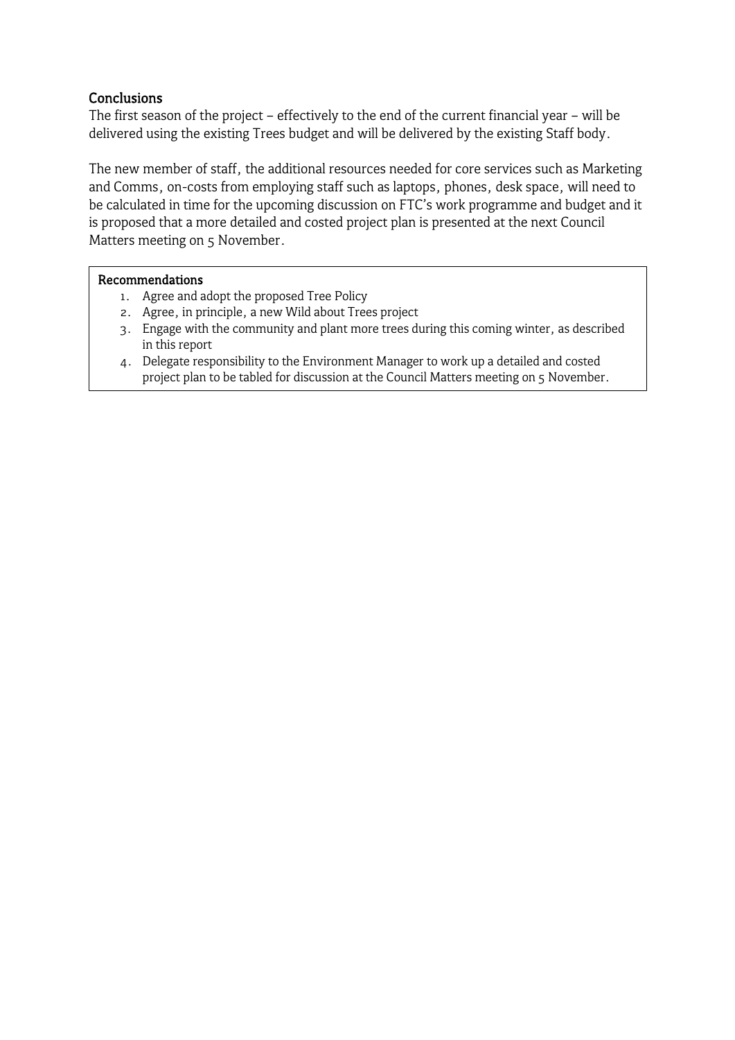## Conclusions

The first season of the project – effectively to the end of the current financial year – will be delivered using the existing Trees budget and will be delivered by the existing Staff body.

The new member of staff, the additional resources needed for core services such as Marketing and Comms, on-costs from employing staff such as laptops, phones, desk space, will need to be calculated in time for the upcoming discussion on FTC's work programme and budget and it is proposed that a more detailed and costed project plan is presented at the next Council Matters meeting on 5 November.

**Recommendations**

1. Agree and adopt the proposed Tree Policy
2. Agree, in principle, a new Wild about Trees project
3. Engage with the community and plant more trees during this coming winter, as described in this report
4. Delegate responsibility to the Environment Manager to work up a detailed and costed project plan to be tabled for discussion at the Council Matters meeting on 5 November.